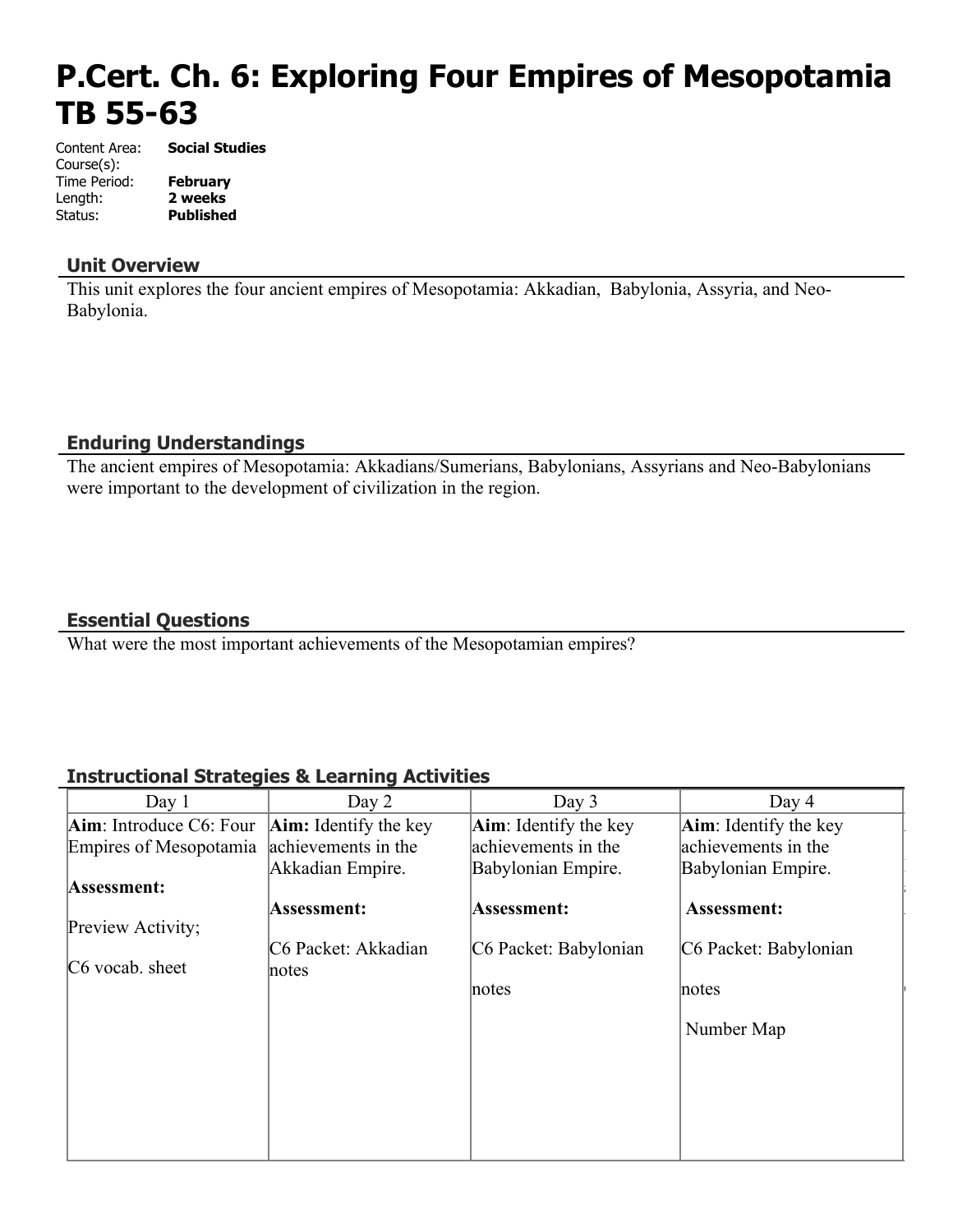# P.Cert. Ch. 6: Exploring Four Empires of Mesopotamia TB 55-63

Content Area: **Social Studies**
Course(s):
Time Period: **February**
Length: **2 weeks**
Status: **Published**

## Unit Overview

This unit explores the four ancient empires of Mesopotamia: Akkadian, Babylonia, Assyria, and Neo-Babylonia.

## Enduring Understandings

The ancient empires of Mesopotamia: Akkadians/Sumerians, Babylonians, Assyrians and Neo-Babylonians were important to the development of civilization in the region.

## Essential Questions

What were the most important achievements of the Mesopotamian empires?

## Instructional Strategies & Learning Activities

| Day 1 | Day 2 | Day 3 | Day 4 |
|---|---|---|---|
| **Aim**: Introduce C6: Four Empires of Mesopotamia<br><br>**Assessment:**<br><br>Preview Activity;<br><br>C6 vocab. sheet | **Aim:** Identify the key achievements in the Akkadian Empire.<br><br>**Assessment:**<br><br>C6 Packet: Akkadian notes | **Aim**: Identify the key achievements in the Babylonian Empire.<br><br>**Assessment:**<br><br>C6 Packet: Babylonian<br><br>notes | **Aim**: Identify the key achievements in the Babylonian Empire.<br><br>**Assessment:**<br><br>C6 Packet: Babylonian<br><br>notes<br><br>Number Map |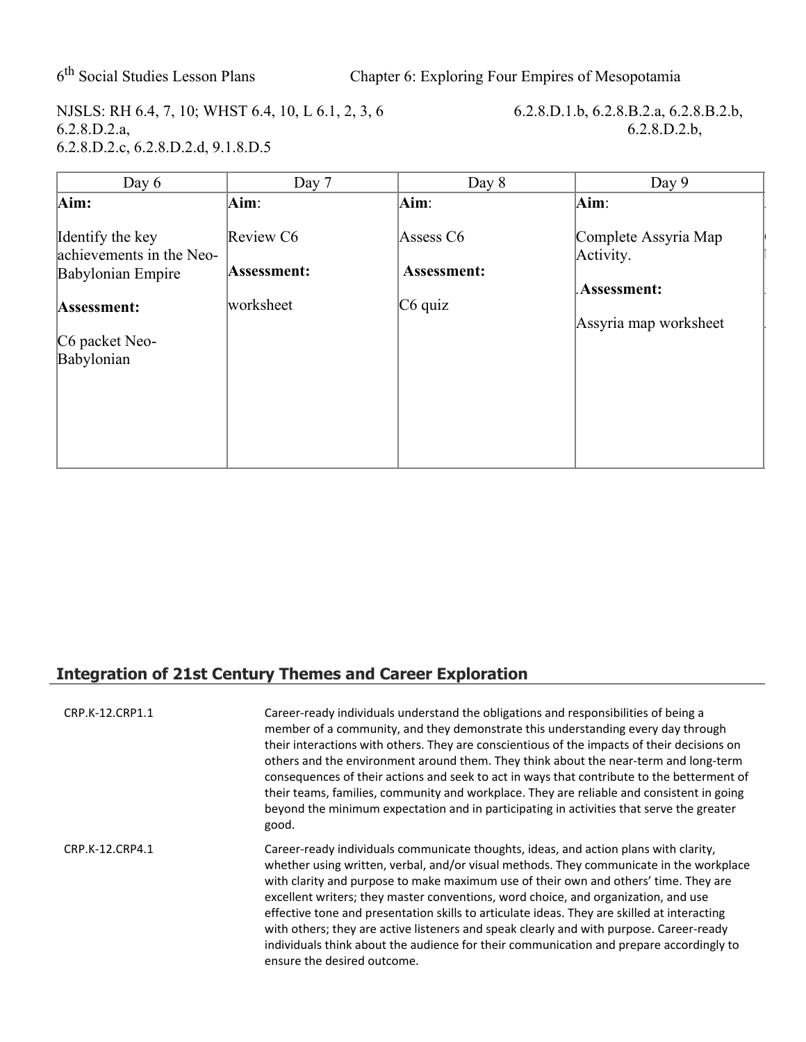6th Social Studies Lesson Plans Chapter 6: Exploring Four Empires of Mesopotamia

NJSLS: RH 6.4, 7, 10; WHST 6.4, 10, L 6.1, 2, 3, 6 6.2.8.D.1.b, 6.2.8.B.2.a, 6.2.8.B.2.b, 6.2.8.D.2.a, 6.2.8.D.2.b, 6.2.8.D.2.c, 6.2.8.D.2.d, 9.1.8.D.5

| Day 6 | Day 7 | Day 8 | Day 9 |
|---|---|---|---|
| **Aim:**<br><br>Identify the key achievements in the Neo-Babylonian Empire<br><br>**Assessment:**<br><br>C6 packet Neo-Babylonian | **Aim**:<br><br>Review C6<br><br>**Assessment:**<br><br>worksheet | **Aim**:<br><br>Assess C6<br><br>**Assessment:**<br><br>C6 quiz | **Aim**:<br><br>Complete Assyria Map Activity.<br><br>.**Assessment:**<br><br>Assyria map worksheet |

## Integration of 21st Century Themes and Career Exploration

| | |
|---|---|
| CRP.K-12.CRP1.1 | Career-ready individuals understand the obligations and responsibilities of being a member of a community, and they demonstrate this understanding every day through their interactions with others. They are conscientious of the impacts of their decisions on others and the environment around them. They think about the near-term and long-term consequences of their actions and seek to act in ways that contribute to the betterment of their teams, families, community and workplace. They are reliable and consistent in going beyond the minimum expectation and in participating in activities that serve the greater good. |
| CRP.K-12.CRP4.1 | Career-ready individuals communicate thoughts, ideas, and action plans with clarity, whether using written, verbal, and/or visual methods. They communicate in the workplace with clarity and purpose to make maximum use of their own and others' time. They are excellent writers; they master conventions, word choice, and organization, and use effective tone and presentation skills to articulate ideas. They are skilled at interacting with others; they are active listeners and speak clearly and with purpose. Career-ready individuals think about the audience for their communication and prepare accordingly to ensure the desired outcome. |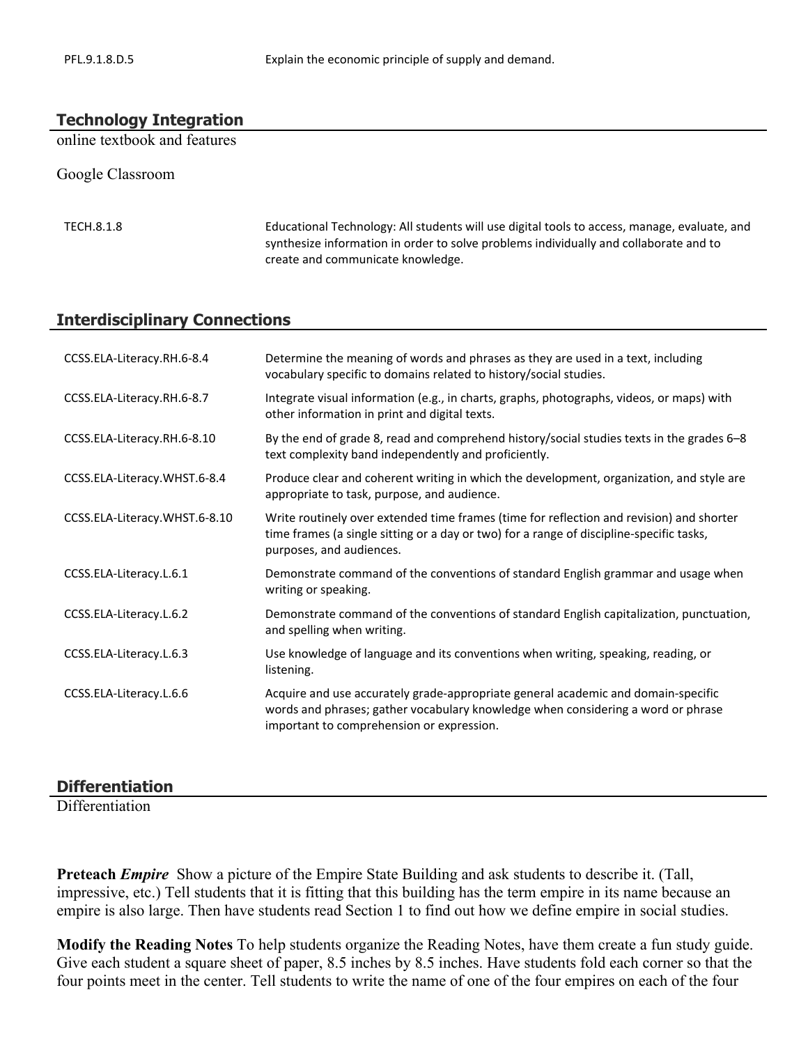| | |
|---|---|
| PFL.9.1.8.D.5 | Explain the economic principle of supply and demand. |

## Technology Integration

online textbook and features

Google Classroom

| | |
|---|---|
| TECH.8.1.8 | Educational Technology: All students will use digital tools to access, manage, evaluate, and synthesize information in order to solve problems individually and collaborate and to create and communicate knowledge. |

## Interdisciplinary Connections

| | |
|---|---|
| CCSS.ELA-Literacy.RH.6-8.4 | Determine the meaning of words and phrases as they are used in a text, including vocabulary specific to domains related to history/social studies. |
| CCSS.ELA-Literacy.RH.6-8.7 | Integrate visual information (e.g., in charts, graphs, photographs, videos, or maps) with other information in print and digital texts. |
| CCSS.ELA-Literacy.RH.6-8.10 | By the end of grade 8, read and comprehend history/social studies texts in the grades 6–8 text complexity band independently and proficiently. |
| CCSS.ELA-Literacy.WHST.6-8.4 | Produce clear and coherent writing in which the development, organization, and style are appropriate to task, purpose, and audience. |
| CCSS.ELA-Literacy.WHST.6-8.10 | Write routinely over extended time frames (time for reflection and revision) and shorter time frames (a single sitting or a day or two) for a range of discipline-specific tasks, purposes, and audiences. |
| CCSS.ELA-Literacy.L.6.1 | Demonstrate command of the conventions of standard English grammar and usage when writing or speaking. |
| CCSS.ELA-Literacy.L.6.2 | Demonstrate command of the conventions of standard English capitalization, punctuation, and spelling when writing. |
| CCSS.ELA-Literacy.L.6.3 | Use knowledge of language and its conventions when writing, speaking, reading, or listening. |
| CCSS.ELA-Literacy.L.6.6 | Acquire and use accurately grade-appropriate general academic and domain-specific words and phrases; gather vocabulary knowledge when considering a word or phrase important to comprehension or expression. |

## Differentiation

Differentiation

**Preteach *Empire*** Show a picture of the Empire State Building and ask students to describe it. (Tall, impressive, etc.) Tell students that it is fitting that this building has the term empire in its name because an empire is also large. Then have students read Section 1 to find out how we define empire in social studies.

**Modify the Reading Notes** To help students organize the Reading Notes, have them create a fun study guide. Give each student a square sheet of paper, 8.5 inches by 8.5 inches. Have students fold each corner so that the four points meet in the center. Tell students to write the name of one of the four empires on each of the four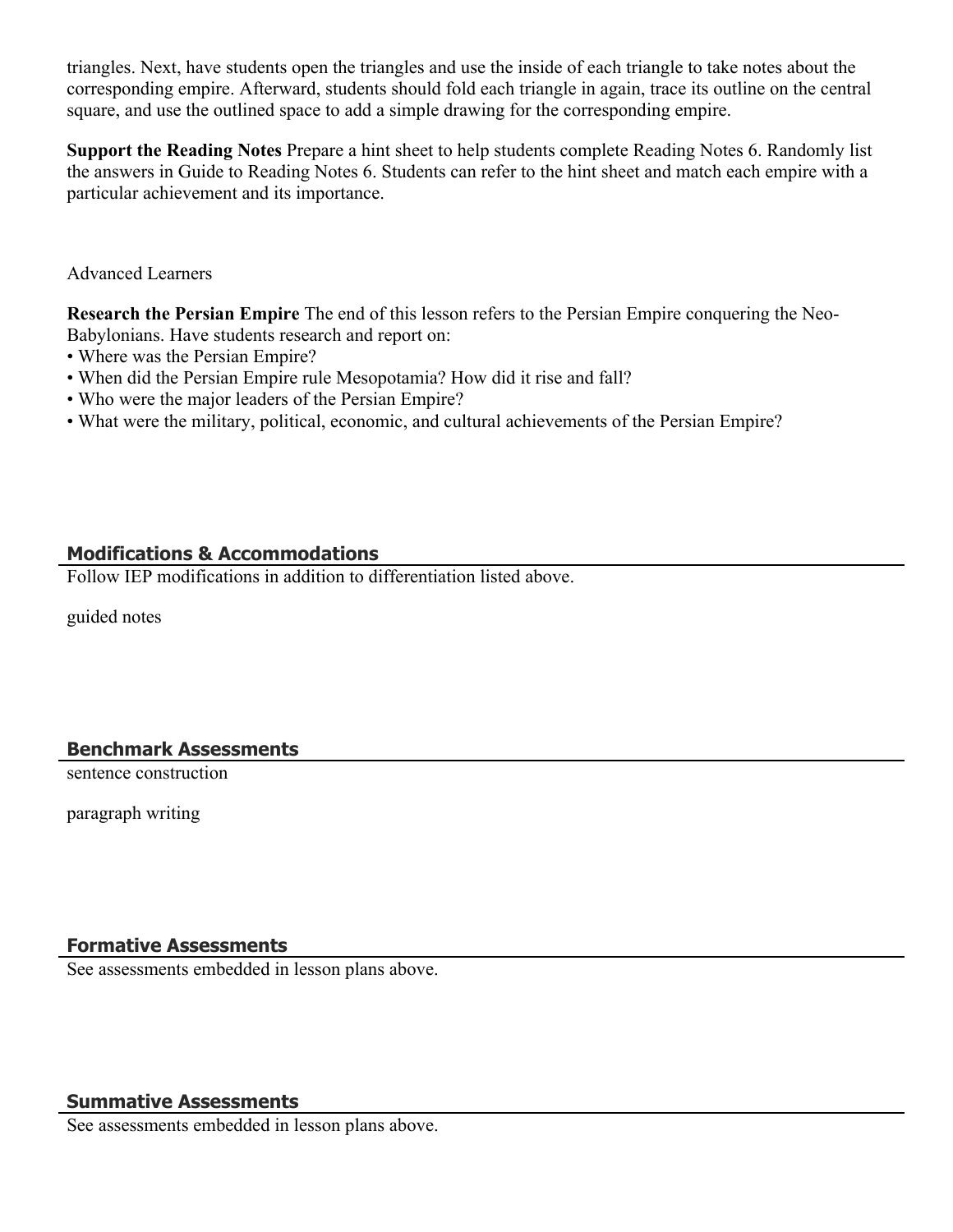triangles. Next, have students open the triangles and use the inside of each triangle to take notes about the corresponding empire. Afterward, students should fold each triangle in again, trace its outline on the central square, and use the outlined space to add a simple drawing for the corresponding empire.

**Support the Reading Notes** Prepare a hint sheet to help students complete Reading Notes 6. Randomly list the answers in Guide to Reading Notes 6. Students can refer to the hint sheet and match each empire with a particular achievement and its importance.

Advanced Learners

**Research the Persian Empire** The end of this lesson refers to the Persian Empire conquering the Neo-Babylonians. Have students research and report on:

- Where was the Persian Empire?
- When did the Persian Empire rule Mesopotamia? How did it rise and fall?
- Who were the major leaders of the Persian Empire?
- What were the military, political, economic, and cultural achievements of the Persian Empire?

## Modifications & Accommodations

Follow IEP modifications in addition to differentiation listed above.

guided notes

## Benchmark Assessments

sentence construction

paragraph writing

## Formative Assessments

See assessments embedded in lesson plans above.

## Summative Assessments

See assessments embedded in lesson plans above.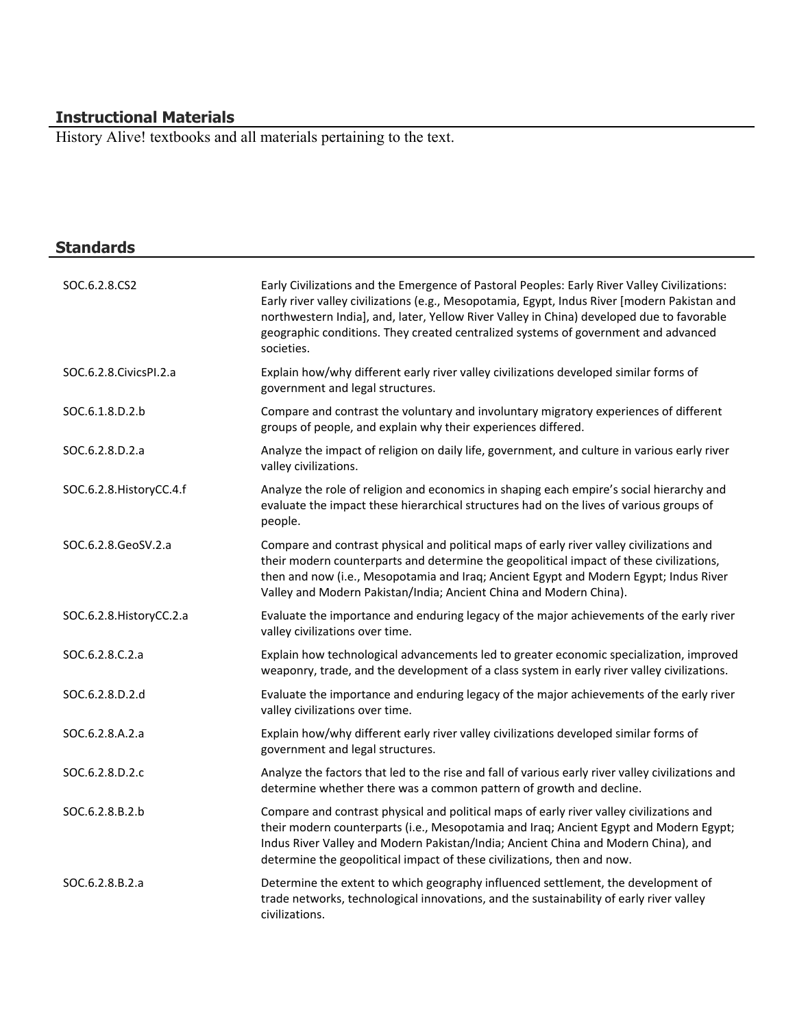## Instructional Materials

History Alive! textbooks and all materials pertaining to the text.

## Standards

| | |
|---|---|
| SOC.6.2.8.CS2 | Early Civilizations and the Emergence of Pastoral Peoples: Early River Valley Civilizations: Early river valley civilizations (e.g., Mesopotamia, Egypt, Indus River [modern Pakistan and northwestern India], and, later, Yellow River Valley in China) developed due to favorable geographic conditions. They created centralized systems of government and advanced societies. |
| SOC.6.2.8.CivicsPI.2.a | Explain how/why different early river valley civilizations developed similar forms of government and legal structures. |
| SOC.6.1.8.D.2.b | Compare and contrast the voluntary and involuntary migratory experiences of different groups of people, and explain why their experiences differed. |
| SOC.6.2.8.D.2.a | Analyze the impact of religion on daily life, government, and culture in various early river valley civilizations. |
| SOC.6.2.8.HistoryCC.4.f | Analyze the role of religion and economics in shaping each empire's social hierarchy and evaluate the impact these hierarchical structures had on the lives of various groups of people. |
| SOC.6.2.8.GeoSV.2.a | Compare and contrast physical and political maps of early river valley civilizations and their modern counterparts and determine the geopolitical impact of these civilizations, then and now (i.e., Mesopotamia and Iraq; Ancient Egypt and Modern Egypt; Indus River Valley and Modern Pakistan/India; Ancient China and Modern China). |
| SOC.6.2.8.HistoryCC.2.a | Evaluate the importance and enduring legacy of the major achievements of the early river valley civilizations over time. |
| SOC.6.2.8.C.2.a | Explain how technological advancements led to greater economic specialization, improved weaponry, trade, and the development of a class system in early river valley civilizations. |
| SOC.6.2.8.D.2.d | Evaluate the importance and enduring legacy of the major achievements of the early river valley civilizations over time. |
| SOC.6.2.8.A.2.a | Explain how/why different early river valley civilizations developed similar forms of government and legal structures. |
| SOC.6.2.8.D.2.c | Analyze the factors that led to the rise and fall of various early river valley civilizations and determine whether there was a common pattern of growth and decline. |
| SOC.6.2.8.B.2.b | Compare and contrast physical and political maps of early river valley civilizations and their modern counterparts (i.e., Mesopotamia and Iraq; Ancient Egypt and Modern Egypt; Indus River Valley and Modern Pakistan/India; Ancient China and Modern China), and determine the geopolitical impact of these civilizations, then and now. |
| SOC.6.2.8.B.2.a | Determine the extent to which geography influenced settlement, the development of trade networks, technological innovations, and the sustainability of early river valley civilizations. |